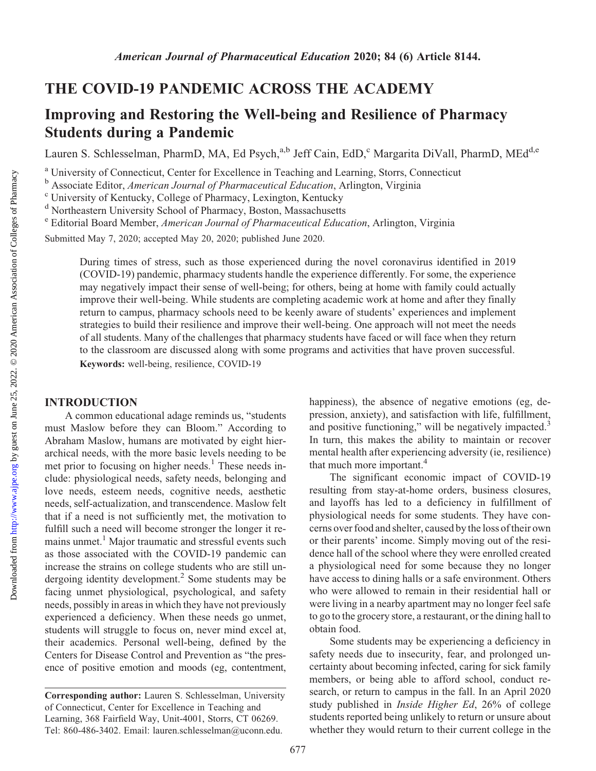# THE COVID-19 PANDEMIC ACROSS THE ACADEMY

## Improving and Restoring the Well-being and Resilience of Pharmacy Students during a Pandemic

Lauren S. Schlesselman, PharmD, MA, Ed Psych,[a,b] Jeff Cain, EdD,[c] Margarita DiVall, PharmD, MEd[d,e]

[a] University of Connecticut, Center for Excellence in Teaching and Learning, Storrs, Connecticut
[b] Associate Editor, *American Journal of Pharmaceutical Education*, Arlington, Virginia
[c] University of Kentucky, College of Pharmacy, Lexington, Kentucky
[d] Northeastern University School of Pharmacy, Boston, Massachusetts
[e] Editorial Board Member, *American Journal of Pharmaceutical Education*, Arlington, Virginia

Submitted May 7, 2020; accepted May 20, 2020; published June 2020.

During times of stress, such as those experienced during the novel coronavirus identified in 2019 (COVID-19) pandemic, pharmacy students handle the experience differently. For some, the experience may negatively impact their sense of well-being; for others, being at home with family could actually improve their well-being. While students are completing academic work at home and after they finally return to campus, pharmacy schools need to be keenly aware of students' experiences and implement strategies to build their resilience and improve their well-being. One approach will not meet the needs of all students. Many of the challenges that pharmacy students have faced or will face when they return to the classroom are discussed along with some programs and activities that have proven successful.

**Keywords:** well-being, resilience, COVID-19

## INTRODUCTION

A common educational adage reminds us, "students must Maslow before they can Bloom." According to Abraham Maslow, humans are motivated by eight hierarchical needs, with the more basic levels needing to be met prior to focusing on higher needs.[1] These needs include: physiological needs, safety needs, belonging and love needs, esteem needs, cognitive needs, aesthetic needs, self-actualization, and transcendence. Maslow felt that if a need is not sufficiently met, the motivation to fulfill such a need will become stronger the longer it remains unmet.[1] Major traumatic and stressful events such as those associated with the COVID-19 pandemic can increase the strains on college students who are still undergoing identity development.[2] Some students may be facing unmet physiological, psychological, and safety needs, possibly in areas in which they have not previously experienced a deficiency. When these needs go unmet, students will struggle to focus on, never mind excel at, their academics. Personal well-being, defined by the Centers for Disease Control and Prevention as "the presence of positive emotion and moods (eg, contentment, happiness), the absence of negative emotions (eg, depression, anxiety), and satisfaction with life, fulfillment, and positive functioning," will be negatively impacted.[3] In turn, this makes the ability to maintain or recover mental health after experiencing adversity (ie, resilience) that much more important.[4]

The significant economic impact of COVID-19 resulting from stay-at-home orders, business closures, and layoffs has led to a deficiency in fulfillment of physiological needs for some students. They have concerns over food and shelter, caused by the loss of their own or their parents' income. Simply moving out of the residence hall of the school where they were enrolled created a physiological need for some because they no longer have access to dining halls or a safe environment. Others who were allowed to remain in their residential hall or were living in a nearby apartment may no longer feel safe to go to the grocery store, a restaurant, or the dining hall to obtain food.

Some students may be experiencing a deficiency in safety needs due to insecurity, fear, and prolonged uncertainty about becoming infected, caring for sick family members, or being able to afford school, conduct research, or return to campus in the fall. In an April 2020 study published in *Inside Higher Ed*, 26% of college students reported being unlikely to return or unsure about whether they would return to their current college in the

**Corresponding author:** Lauren S. Schlesselman, University of Connecticut, Center for Excellence in Teaching and Learning, 368 Fairfield Way, Unit-4001, Storrs, CT 06269. Tel: 860-486-3402. Email: lauren.schlesselman@uconn.edu.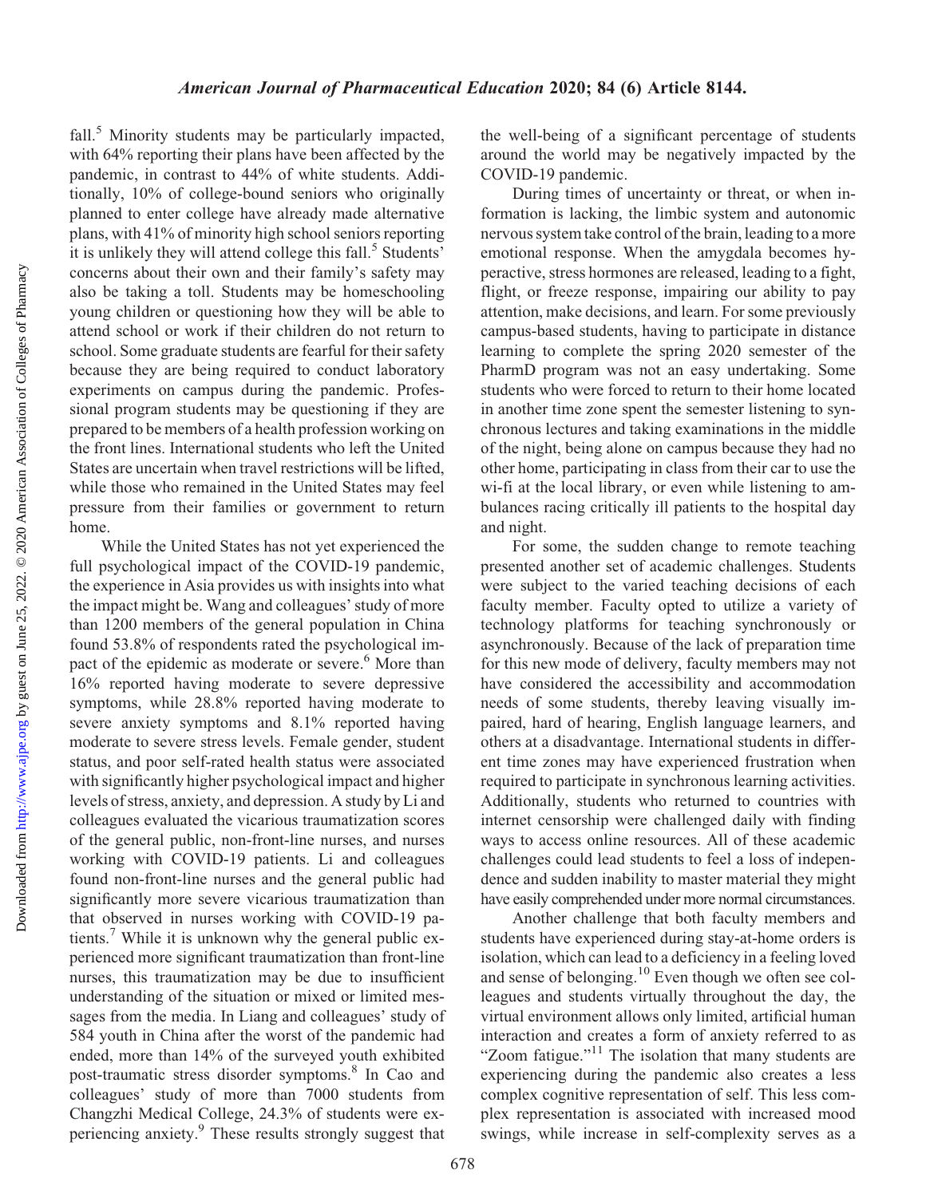fall.[5] Minority students may be particularly impacted, with 64% reporting their plans have been affected by the pandemic, in contrast to 44% of white students. Additionally, 10% of college-bound seniors who originally planned to enter college have already made alternative plans, with 41% of minority high school seniors reporting it is unlikely they will attend college this fall.[5] Students' concerns about their own and their family's safety may also be taking a toll. Students may be homeschooling young children or questioning how they will be able to attend school or work if their children do not return to school. Some graduate students are fearful for their safety because they are being required to conduct laboratory experiments on campus during the pandemic. Professional program students may be questioning if they are prepared to be members of a health profession working on the front lines. International students who left the United States are uncertain when travel restrictions will be lifted, while those who remained in the United States may feel pressure from their families or government to return home.

While the United States has not yet experienced the full psychological impact of the COVID-19 pandemic, the experience in Asia provides us with insights into what the impact might be. Wang and colleagues' study of more than 1200 members of the general population in China found 53.8% of respondents rated the psychological impact of the epidemic as moderate or severe.[6] More than 16% reported having moderate to severe depressive symptoms, while 28.8% reported having moderate to severe anxiety symptoms and 8.1% reported having moderate to severe stress levels. Female gender, student status, and poor self-rated health status were associated with significantly higher psychological impact and higher levels of stress, anxiety, and depression. A study by Li and colleagues evaluated the vicarious traumatization scores of the general public, non-front-line nurses, and nurses working with COVID-19 patients. Li and colleagues found non-front-line nurses and the general public had significantly more severe vicarious traumatization than that observed in nurses working with COVID-19 patients.[7] While it is unknown why the general public experienced more significant traumatization than front-line nurses, this traumatization may be due to insufficient understanding of the situation or mixed or limited messages from the media. In Liang and colleagues' study of 584 youth in China after the worst of the pandemic had ended, more than 14% of the surveyed youth exhibited post-traumatic stress disorder symptoms.[8] In Cao and colleagues' study of more than 7000 students from Changzhi Medical College, 24.3% of students were experiencing anxiety.[9] These results strongly suggest that the well-being of a significant percentage of students around the world may be negatively impacted by the COVID-19 pandemic.

During times of uncertainty or threat, or when information is lacking, the limbic system and autonomic nervous system take control of the brain, leading to a more emotional response. When the amygdala becomes hyperactive, stress hormones are released, leading to a fight, flight, or freeze response, impairing our ability to pay attention, make decisions, and learn. For some previously campus-based students, having to participate in distance learning to complete the spring 2020 semester of the PharmD program was not an easy undertaking. Some students who were forced to return to their home located in another time zone spent the semester listening to synchronous lectures and taking examinations in the middle of the night, being alone on campus because they had no other home, participating in class from their car to use the wi-fi at the local library, or even while listening to ambulances racing critically ill patients to the hospital day and night.

For some, the sudden change to remote teaching presented another set of academic challenges. Students were subject to the varied teaching decisions of each faculty member. Faculty opted to utilize a variety of technology platforms for teaching synchronously or asynchronously. Because of the lack of preparation time for this new mode of delivery, faculty members may not have considered the accessibility and accommodation needs of some students, thereby leaving visually impaired, hard of hearing, English language learners, and others at a disadvantage. International students in different time zones may have experienced frustration when required to participate in synchronous learning activities. Additionally, students who returned to countries with internet censorship were challenged daily with finding ways to access online resources. All of these academic challenges could lead students to feel a loss of independence and sudden inability to master material they might have easily comprehended under more normal circumstances.

Another challenge that both faculty members and students have experienced during stay-at-home orders is isolation, which can lead to a deficiency in a feeling loved and sense of belonging.[10] Even though we often see colleagues and students virtually throughout the day, the virtual environment allows only limited, artificial human interaction and creates a form of anxiety referred to as "Zoom fatigue."[11] The isolation that many students are experiencing during the pandemic also creates a less complex cognitive representation of self. This less complex representation is associated with increased mood swings, while increase in self-complexity serves as a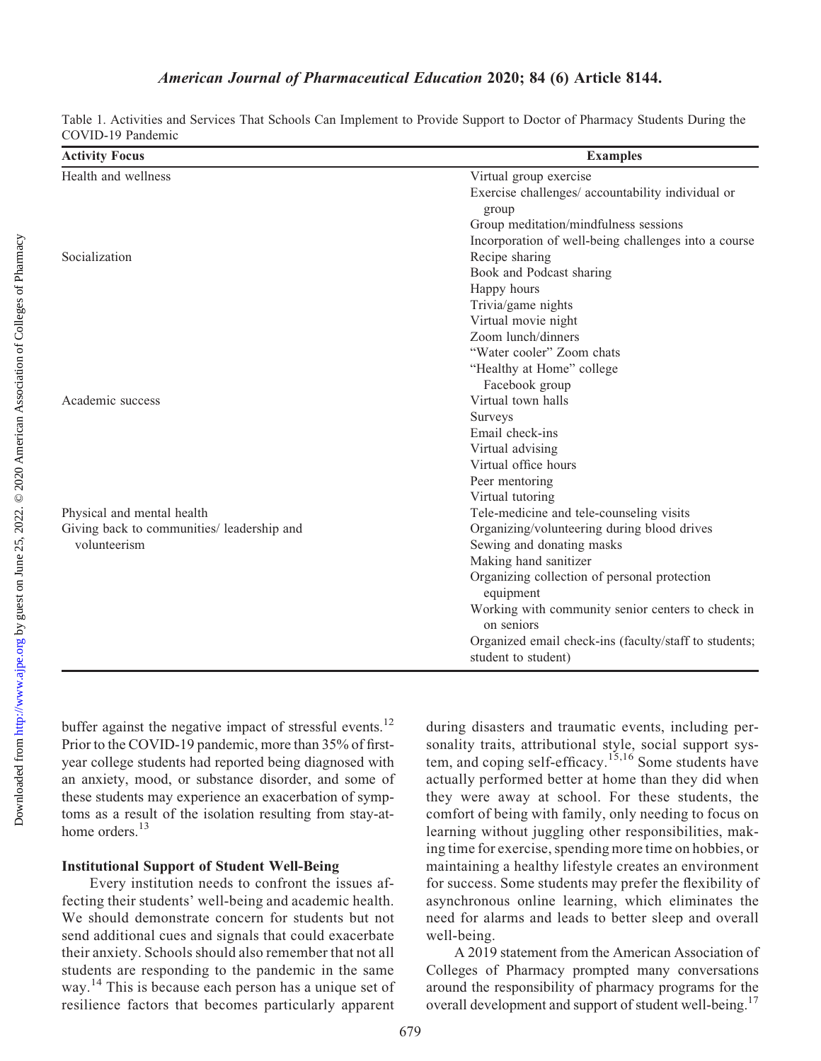Table 1. Activities and Services That Schools Can Implement to Provide Support to Doctor of Pharmacy Students During the COVID-19 Pandemic

| Activity Focus | Examples |
|---|---|
| Health and wellness | Virtual group exercise |
| | Exercise challenges/ accountability individual or group |
| | Group meditation/mindfulness sessions |
| | Incorporation of well-being challenges into a course |
| Socialization | Recipe sharing |
| | Book and Podcast sharing |
| | Happy hours |
| | Trivia/game nights |
| | Virtual movie night |
| | Zoom lunch/dinners |
| | "Water cooler" Zoom chats |
| | "Healthy at Home" college Facebook group |
| Academic success | Virtual town halls |
| | Surveys |
| | Email check-ins |
| | Virtual advising |
| | Virtual office hours |
| | Peer mentoring |
| | Virtual tutoring |
| Physical and mental health | Tele-medicine and tele-counseling visits |
| Giving back to communities/ leadership and volunteerism | Organizing/volunteering during blood drives |
| | Sewing and donating masks |
| | Making hand sanitizer |
| | Organizing collection of personal protection equipment |
| | Working with community senior centers to check in on seniors |
| | Organized email check-ins (faculty/staff to students; student to student) |

buffer against the negative impact of stressful events.[12] Prior to the COVID-19 pandemic, more than 35% of first-year college students had reported being diagnosed with an anxiety, mood, or substance disorder, and some of these students may experience an exacerbation of symptoms as a result of the isolation resulting from stay-at-home orders.[13]

### Institutional Support of Student Well-Being

Every institution needs to confront the issues affecting their students' well-being and academic health. We should demonstrate concern for students but not send additional cues and signals that could exacerbate their anxiety. Schools should also remember that not all students are responding to the pandemic in the same way.[14] This is because each person has a unique set of resilience factors that becomes particularly apparent during disasters and traumatic events, including personality traits, attributional style, social support system, and coping self-efficacy.[15,16] Some students have actually performed better at home than they did when they were away at school. For these students, the comfort of being with family, only needing to focus on learning without juggling other responsibilities, making time for exercise, spending more time on hobbies, or maintaining a healthy lifestyle creates an environment for success. Some students may prefer the flexibility of asynchronous online learning, which eliminates the need for alarms and leads to better sleep and overall well-being.

A 2019 statement from the American Association of Colleges of Pharmacy prompted many conversations around the responsibility of pharmacy programs for the overall development and support of student well-being.[17]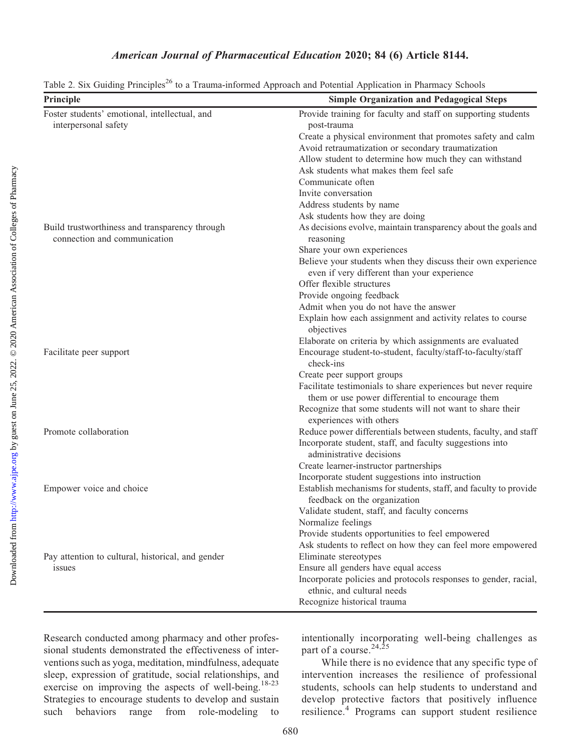Table 2. Six Guiding Principles[26] to a Trauma-informed Approach and Potential Application in Pharmacy Schools

| Principle | Simple Organization and Pedagogical Steps |
| --- | --- |
| Foster students' emotional, intellectual, and interpersonal safety | Provide training for faculty and staff on supporting students post-trauma |
| | Create a physical environment that promotes safety and calm |
| | Avoid retraumatization or secondary traumatization |
| | Allow student to determine how much they can withstand |
| | Ask students what makes them feel safe |
| | Communicate often |
| | Invite conversation |
| | Address students by name |
| | Ask students how they are doing |
| Build trustworthiness and transparency through connection and communication | As decisions evolve, maintain transparency about the goals and reasoning |
| | Share your own experiences |
| | Believe your students when they discuss their own experience even if very different than your experience |
| | Offer flexible structures |
| | Provide ongoing feedback |
| | Admit when you do not have the answer |
| | Explain how each assignment and activity relates to course objectives |
| | Elaborate on criteria by which assignments are evaluated |
| Facilitate peer support | Encourage student-to-student, faculty/staff-to-faculty/staff check-ins |
| | Create peer support groups |
| | Facilitate testimonials to share experiences but never require them or use power differential to encourage them |
| | Recognize that some students will not want to share their experiences with others |
| Promote collaboration | Reduce power differentials between students, faculty, and staff |
| | Incorporate student, staff, and faculty suggestions into administrative decisions |
| | Create learner-instructor partnerships |
| | Incorporate student suggestions into instruction |
| Empower voice and choice | Establish mechanisms for students, staff, and faculty to provide feedback on the organization |
| | Validate student, staff, and faculty concerns |
| | Normalize feelings |
| | Provide students opportunities to feel empowered |
| | Ask students to reflect on how they can feel more empowered |
| Pay attention to cultural, historical, and gender issues | Eliminate stereotypes |
| | Ensure all genders have equal access |
| | Incorporate policies and protocols responses to gender, racial, ethnic, and cultural needs |
| | Recognize historical trauma |

Research conducted among pharmacy and other professional students demonstrated the effectiveness of interventions such as yoga, meditation, mindfulness, adequate sleep, expression of gratitude, social relationships, and exercise on improving the aspects of well-being.[18-23] Strategies to encourage students to develop and sustain such behaviors range from role-modeling to intentionally incorporating well-being challenges as part of a course.[24,25]

While there is no evidence that any specific type of intervention increases the resilience of professional students, schools can help students to understand and develop protective factors that positively influence resilience.[4] Programs can support student resilience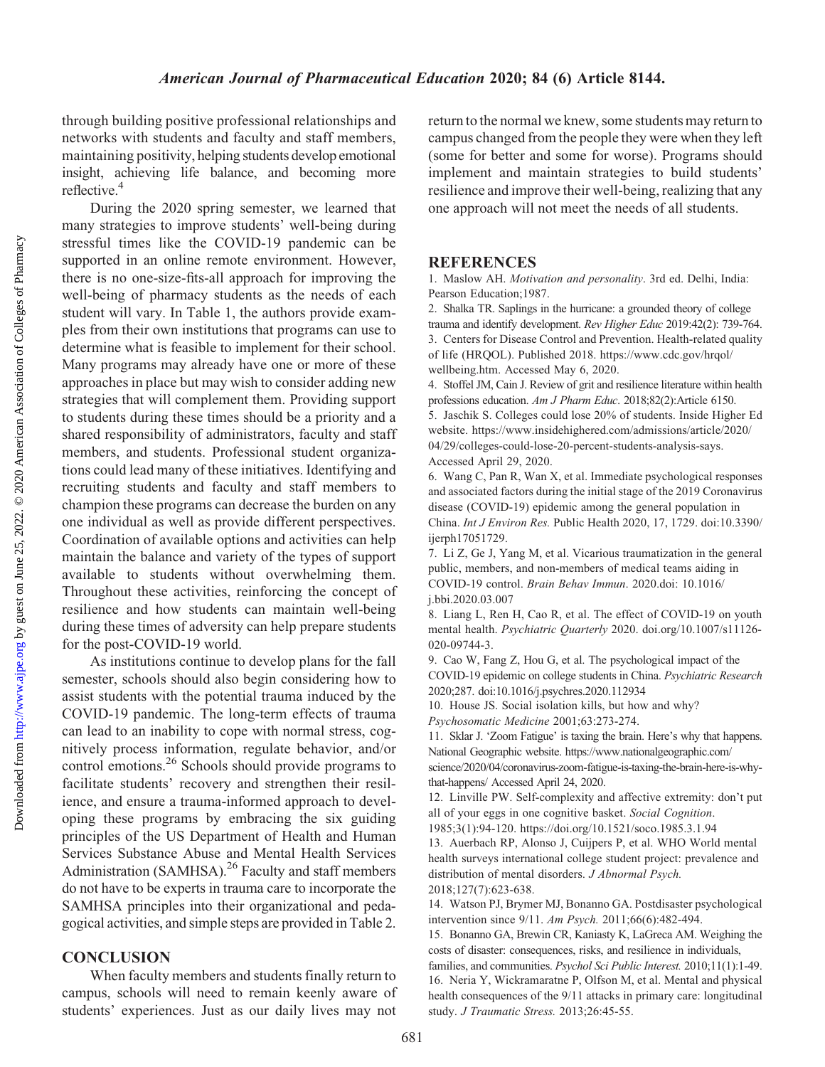through building positive professional relationships and networks with students and faculty and staff members, maintaining positivity, helping students develop emotional insight, achieving life balance, and becoming more reflective.[4]

During the 2020 spring semester, we learned that many strategies to improve students' well-being during stressful times like the COVID-19 pandemic can be supported in an online remote environment. However, there is no one-size-fits-all approach for improving the well-being of pharmacy students as the needs of each student will vary. In Table 1, the authors provide examples from their own institutions that programs can use to determine what is feasible to implement for their school. Many programs may already have one or more of these approaches in place but may wish to consider adding new strategies that will complement them. Providing support to students during these times should be a priority and a shared responsibility of administrators, faculty and staff members, and students. Professional student organizations could lead many of these initiatives. Identifying and recruiting students and faculty and staff members to champion these programs can decrease the burden on any one individual as well as provide different perspectives. Coordination of available options and activities can help maintain the balance and variety of the types of support available to students without overwhelming them. Throughout these activities, reinforcing the concept of resilience and how students can maintain well-being during these times of adversity can help prepare students for the post-COVID-19 world.

As institutions continue to develop plans for the fall semester, schools should also begin considering how to assist students with the potential trauma induced by the COVID-19 pandemic. The long-term effects of trauma can lead to an inability to cope with normal stress, cognitively process information, regulate behavior, and/or control emotions.[26] Schools should provide programs to facilitate students' recovery and strengthen their resilience, and ensure a trauma-informed approach to developing these programs by embracing the six guiding principles of the US Department of Health and Human Services Substance Abuse and Mental Health Services Administration (SAMHSA).[26] Faculty and staff members do not have to be experts in trauma care to incorporate the SAMHSA principles into their organizational and pedagogical activities, and simple steps are provided in Table 2.

## CONCLUSION

When faculty members and students finally return to campus, schools will need to remain keenly aware of students' experiences. Just as our daily lives may not return to the normal we knew, some students may return to campus changed from the people they were when they left (some for better and some for worse). Programs should implement and maintain strategies to build students' resilience and improve their well-being, realizing that any one approach will not meet the needs of all students.

## REFERENCES

1. Maslow AH. *Motivation and personality*. 3rd ed. Delhi, India: Pearson Education;1987.
2. Shalka TR. Saplings in the hurricane: a grounded theory of college trauma and identify development. *Rev Higher Educ* 2019:42(2): 739-764.
3. Centers for Disease Control and Prevention. Health-related quality of life (HRQOL). Published 2018. https://www.cdc.gov/hrqol/wellbeing.htm. Accessed May 6, 2020.
4. Stoffel JM, Cain J. Review of grit and resilience literature within health professions education. *Am J Pharm Educ*. 2018;82(2):Article 6150.
5. Jaschik S. Colleges could lose 20% of students. Inside Higher Ed website. https://www.insidehighered.com/admissions/article/2020/04/29/colleges-could-lose-20-percent-students-analysis-says. Accessed April 29, 2020.
6. Wang C, Pan R, Wan X, et al. Immediate psychological responses and associated factors during the initial stage of the 2019 Coronavirus disease (COVID-19) epidemic among the general population in China. *Int J Environ Res.* Public Health 2020, 17, 1729. doi:10.3390/ijerph17051729.
7. Li Z, Ge J, Yang M, et al. Vicarious traumatization in the general public, members, and non-members of medical teams aiding in COVID-19 control. *Brain Behav Immun*. 2020.doi: 10.1016/j.bbi.2020.03.007
8. Liang L, Ren H, Cao R, et al. The effect of COVID-19 on youth mental health. *Psychiatric Quarterly* 2020. doi.org/10.1007/s11126-020-09744-3.
9. Cao W, Fang Z, Hou G, et al. The psychological impact of the COVID-19 epidemic on college students in China. *Psychiatric Research* 2020;287. doi:10.1016/j.psychres.2020.112934
10. House JS. Social isolation kills, but how and why? *Psychosomatic Medicine* 2001;63:273-274.
11. Sklar J. 'Zoom Fatigue' is taxing the brain. Here's why that happens. National Geographic website. https://www.nationalgeographic.com/science/2020/04/coronavirus-zoom-fatigue-is-taxing-the-brain-here-is-why-that-happens/ Accessed April 24, 2020.
12. Linville PW. Self-complexity and affective extremity: don't put all of your eggs in one cognitive basket. *Social Cognition*. 1985;3(1):94-120. https://doi.org/10.1521/soco.1985.3.1.94
13. Auerbach RP, Alonso J, Cuijpers P, et al. WHO World mental health surveys international college student project: prevalence and distribution of mental disorders. *J Abnormal Psych.* 2018;127(7):623-638.
14. Watson PJ, Brymer MJ, Bonanno GA. Postdisaster psychological intervention since 9/11. *Am Psych.* 2011;66(6):482-494.
15. Bonanno GA, Brewin CR, Kaniasty K, LaGreca AM. Weighing the costs of disaster: consequences, risks, and resilience in individuals, families, and communities. *Psychol Sci Public Interest.* 2010;11(1):1-49.
16. Neria Y, Wickramaratne P, Olfson M, et al. Mental and physical health consequences of the 9/11 attacks in primary care: longitudinal study. *J Traumatic Stress.* 2013;26:45-55.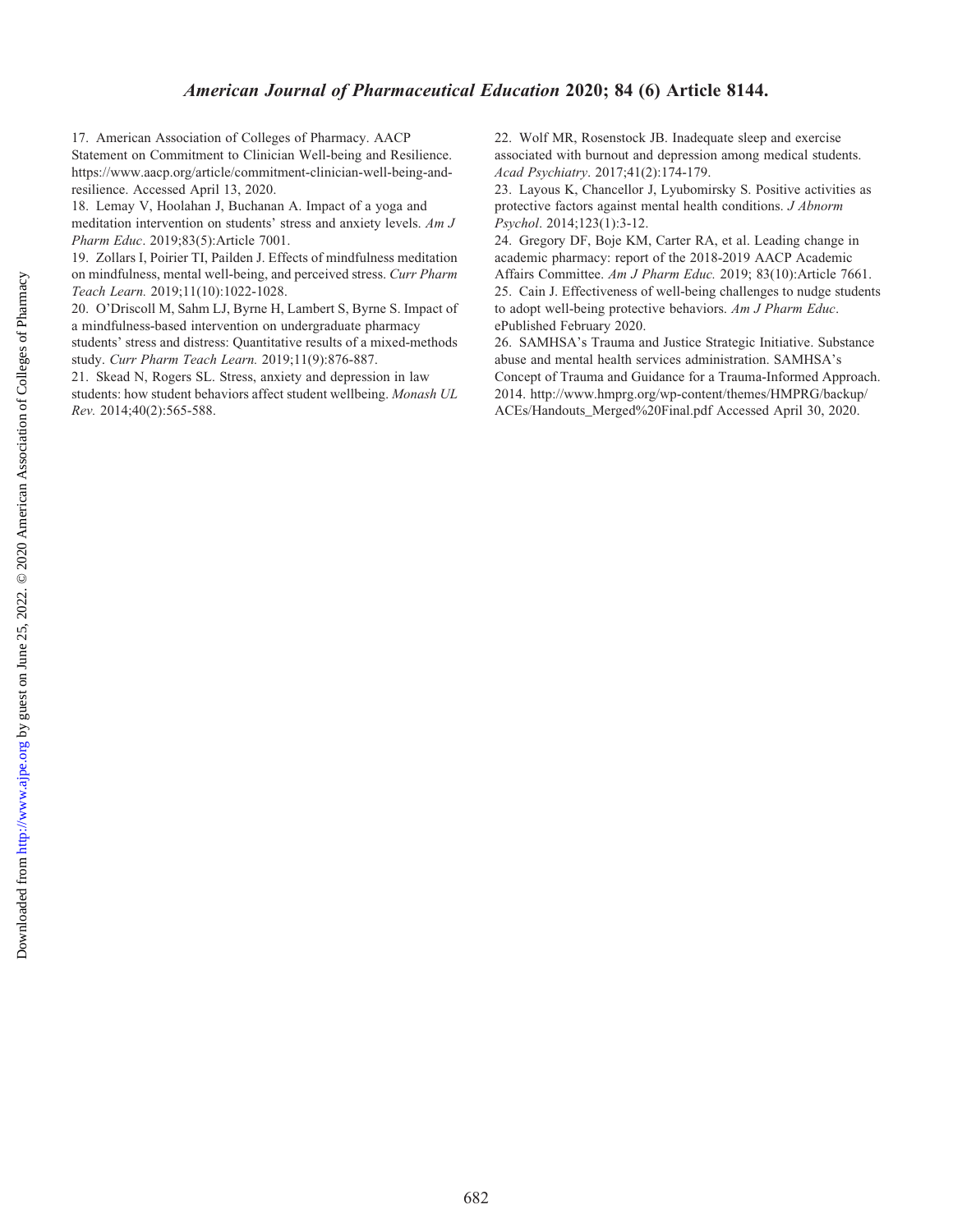17. American Association of Colleges of Pharmacy. AACP Statement on Commitment to Clinician Well-being and Resilience. https://www.aacp.org/article/commitment-clinician-well-being-and-resilience. Accessed April 13, 2020.

18. Lemay V, Hoolahan J, Buchanan A. Impact of a yoga and meditation intervention on students' stress and anxiety levels. *Am J Pharm Educ*. 2019;83(5):Article 7001.

19. Zollars I, Poirier TI, Pailden J. Effects of mindfulness meditation on mindfulness, mental well-being, and perceived stress. *Curr Pharm Teach Learn.* 2019;11(10):1022-1028.

20. O'Driscoll M, Sahm LJ, Byrne H, Lambert S, Byrne S. Impact of a mindfulness-based intervention on undergraduate pharmacy students' stress and distress: Quantitative results of a mixed-methods study. *Curr Pharm Teach Learn.* 2019;11(9):876-887.

21. Skead N, Rogers SL. Stress, anxiety and depression in law students: how student behaviors affect student wellbeing. *Monash UL Rev.* 2014;40(2):565-588.

22. Wolf MR, Rosenstock JB. Inadequate sleep and exercise associated with burnout and depression among medical students. *Acad Psychiatry*. 2017;41(2):174-179.

23. Layous K, Chancellor J, Lyubomirsky S. Positive activities as protective factors against mental health conditions. *J Abnorm Psychol*. 2014;123(1):3-12.

24. Gregory DF, Boje KM, Carter RA, et al. Leading change in academic pharmacy: report of the 2018-2019 AACP Academic Affairs Committee. *Am J Pharm Educ.* 2019; 83(10):Article 7661.

25. Cain J. Effectiveness of well-being challenges to nudge students to adopt well-being protective behaviors. *Am J Pharm Educ*. ePublished February 2020.

26. SAMHSA's Trauma and Justice Strategic Initiative. Substance abuse and mental health services administration. SAMHSA's Concept of Trauma and Guidance for a Trauma-Informed Approach. 2014. http://www.hmprg.org/wp-content/themes/HMPRG/backup/ACEs/Handouts_Merged%20Final.pdf Accessed April 30, 2020.